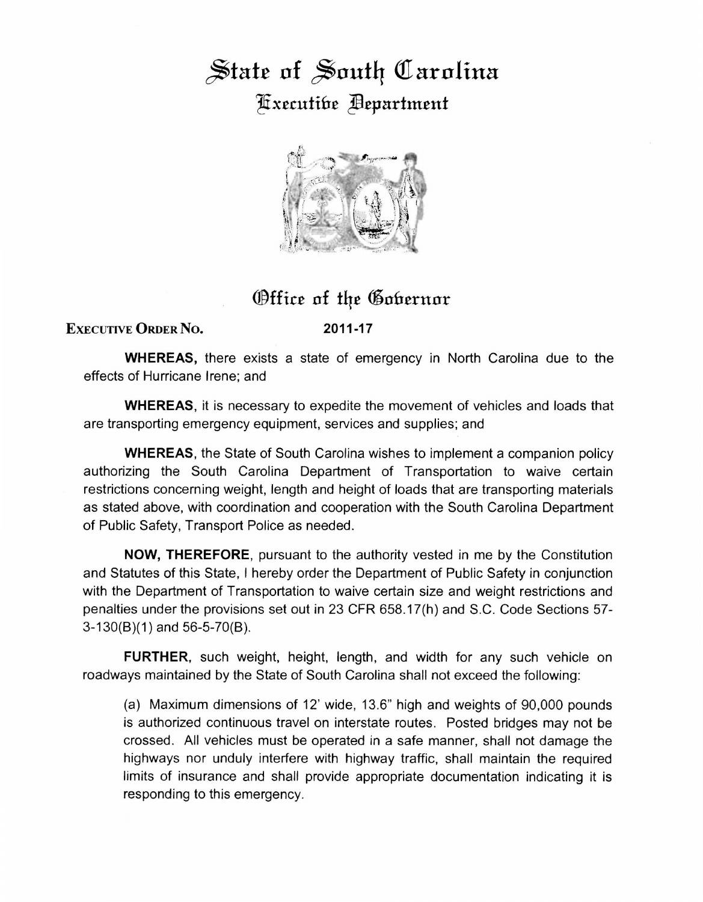# State of South Carolina
## Executive Department

## Office of the Governor

**EXECUTIVE ORDER NO.** **2011-17**

**WHEREAS,** there exists a state of emergency in North Carolina due to the effects of Hurricane Irene; and

**WHEREAS**, it is necessary to expedite the movement of vehicles and loads that are transporting emergency equipment, services and supplies; and

**WHEREAS**, the State of South Carolina wishes to implement a companion policy authorizing the South Carolina Department of Transportation to waive certain restrictions concerning weight, length and height of loads that are transporting materials as stated above, with coordination and cooperation with the South Carolina Department of Public Safety, Transport Police as needed.

**NOW, THEREFORE**, pursuant to the authority vested in me by the Constitution and Statutes of this State, I hereby order the Department of Public Safety in conjunction with the Department of Transportation to waive certain size and weight restrictions and penalties under the provisions set out in 23 CFR 658.17(h) and S.C. Code Sections 57-3-130(B)(1) and 56-5-70(B).

**FURTHER**, such weight, height, length, and width for any such vehicle on roadways maintained by the State of South Carolina shall not exceed the following:

(a) Maximum dimensions of 12' wide, 13.6" high and weights of 90,000 pounds is authorized continuous travel on interstate routes. Posted bridges may not be crossed. All vehicles must be operated in a safe manner, shall not damage the highways nor unduly interfere with highway traffic, shall maintain the required limits of insurance and shall provide appropriate documentation indicating it is responding to this emergency.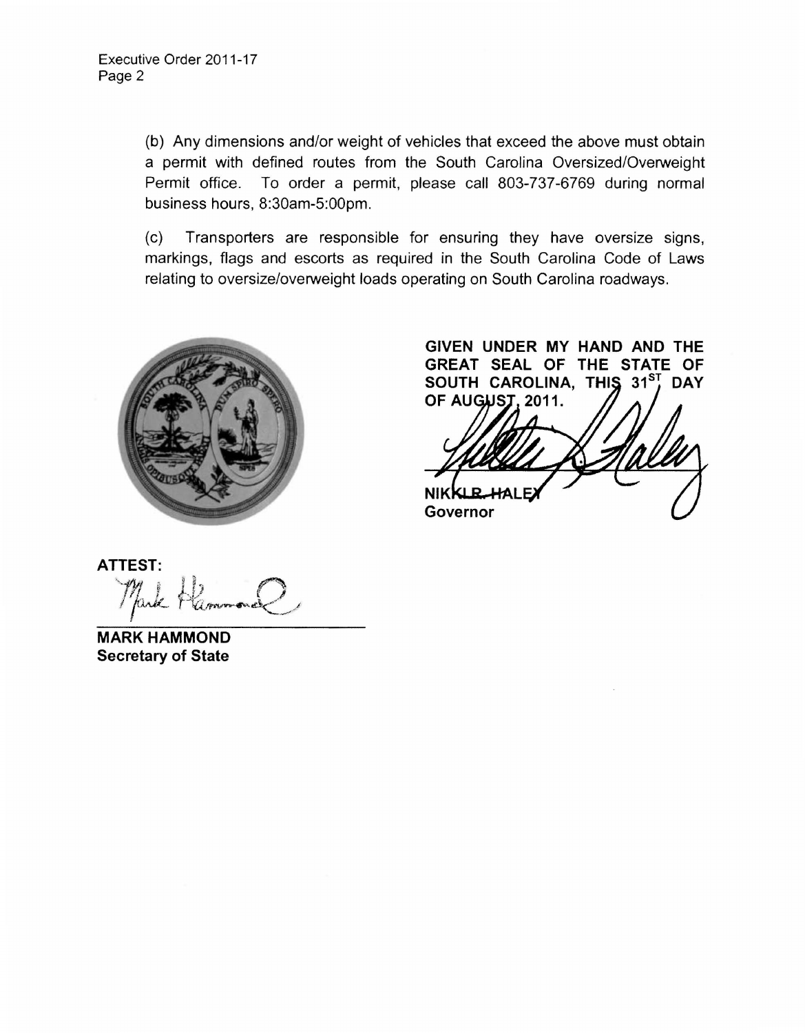(b) Any dimensions and/or weight of vehicles that exceed the above must obtain a permit with defined routes from the South Carolina Oversized/Overweight Permit office. To order a permit, please call 803-737-6769 during normal business hours, 8:30am-5:00pm.

(c) Transporters are responsible for ensuring they have oversize signs, markings, flags and escorts as required in the South Carolina Code of Laws relating to oversize/overweight loads operating on South Carolina roadways.

**GIVEN UNDER MY HAND AND THE GREAT SEAL OF THE STATE OF SOUTH CAROLINA, THIS 31ST DAY OF AUGUST, 2011.**

**NIKKI R. HALEY**
**Governor**

**ATTEST:**

**MARK HAMMOND**
**Secretary of State**